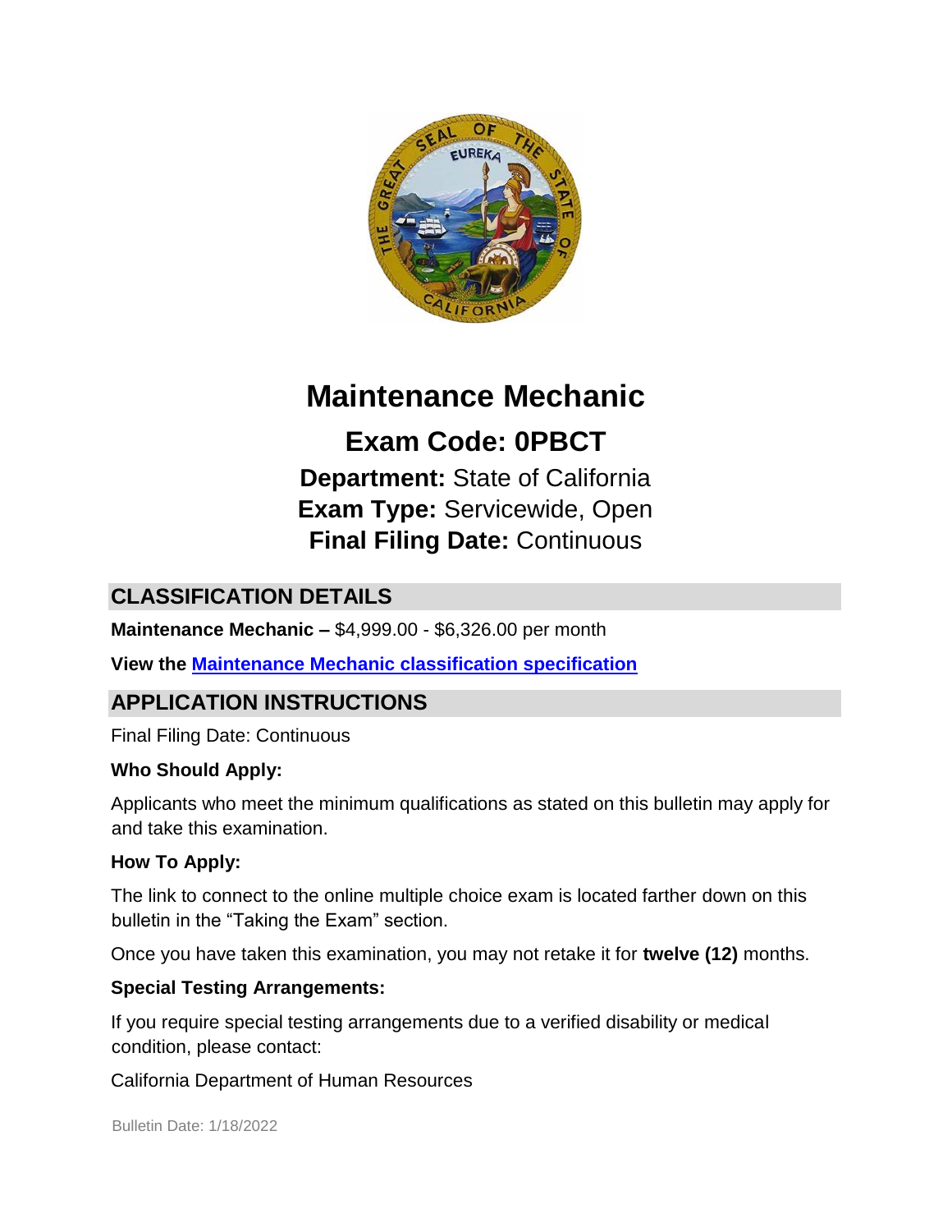# Maintenance Mechanic

## Exam Code: 0PBCT

**Department:** State of California
**Exam Type:** Servicewide, Open
**Final Filing Date:** Continuous

## CLASSIFICATION DETAILS

**Maintenance Mechanic –** $4,999.00 - $6,326.00 per month

**View the Maintenance Mechanic classification specification**

## APPLICATION INSTRUCTIONS

Final Filing Date: Continuous

**Who Should Apply:**

Applicants who meet the minimum qualifications as stated on this bulletin may apply for and take this examination.

**How To Apply:**

The link to connect to the online multiple choice exam is located farther down on this bulletin in the "Taking the Exam" section.

Once you have taken this examination, you may not retake it for **twelve (12)** months.

**Special Testing Arrangements:**

If you require special testing arrangements due to a verified disability or medical condition, please contact:

California Department of Human Resources

Bulletin Date: 1/18/2022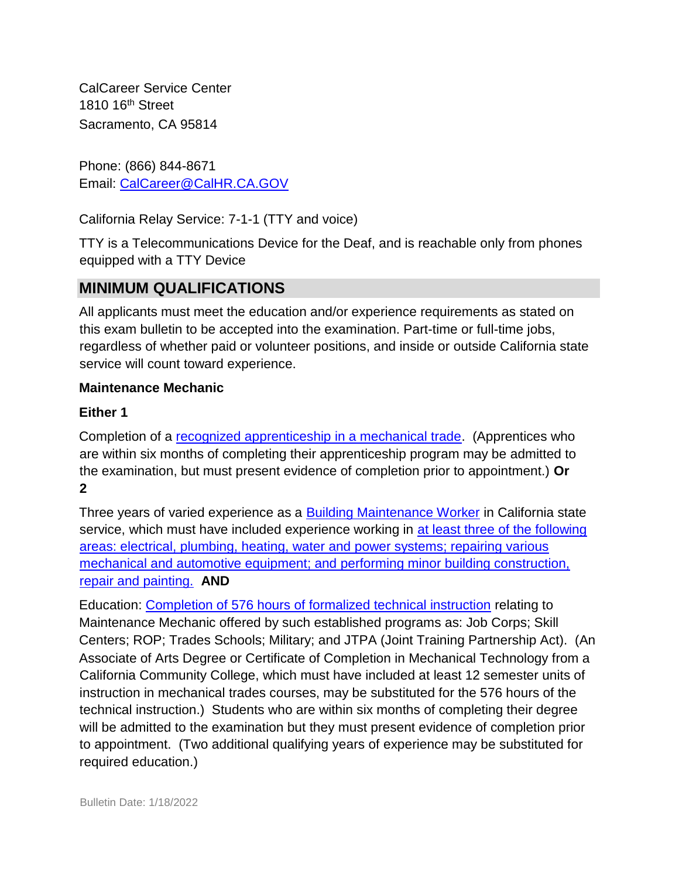CalCareer Service Center
1810 16th Street
Sacramento, CA 95814

Phone: (866) 844-8671
Email: CalCareer@CalHR.CA.GOV

California Relay Service: 7-1-1 (TTY and voice)

TTY is a Telecommunications Device for the Deaf, and is reachable only from phones equipped with a TTY Device

## MINIMUM QUALIFICATIONS

All applicants must meet the education and/or experience requirements as stated on this exam bulletin to be accepted into the examination. Part-time or full-time jobs, regardless of whether paid or volunteer positions, and inside or outside California state service will count toward experience.

**Maintenance Mechanic**

**Either 1**

Completion of a recognized apprenticeship in a mechanical trade. (Apprentices who are within six months of completing their apprenticeship program may be admitted to the examination, but must present evidence of completion prior to appointment.) **Or**

**2**

Three years of varied experience as a Building Maintenance Worker in California state service, which must have included experience working in at least three of the following areas: electrical, plumbing, heating, water and power systems; repairing various mechanical and automotive equipment; and performing minor building construction, repair and painting. **AND**

Education: Completion of 576 hours of formalized technical instruction relating to Maintenance Mechanic offered by such established programs as: Job Corps; Skill Centers; ROP; Trades Schools; Military; and JTPA (Joint Training Partnership Act). (An Associate of Arts Degree or Certificate of Completion in Mechanical Technology from a California Community College, which must have included at least 12 semester units of instruction in mechanical trades courses, may be substituted for the 576 hours of the technical instruction.) Students who are within six months of completing their degree will be admitted to the examination but they must present evidence of completion prior to appointment. (Two additional qualifying years of experience may be substituted for required education.)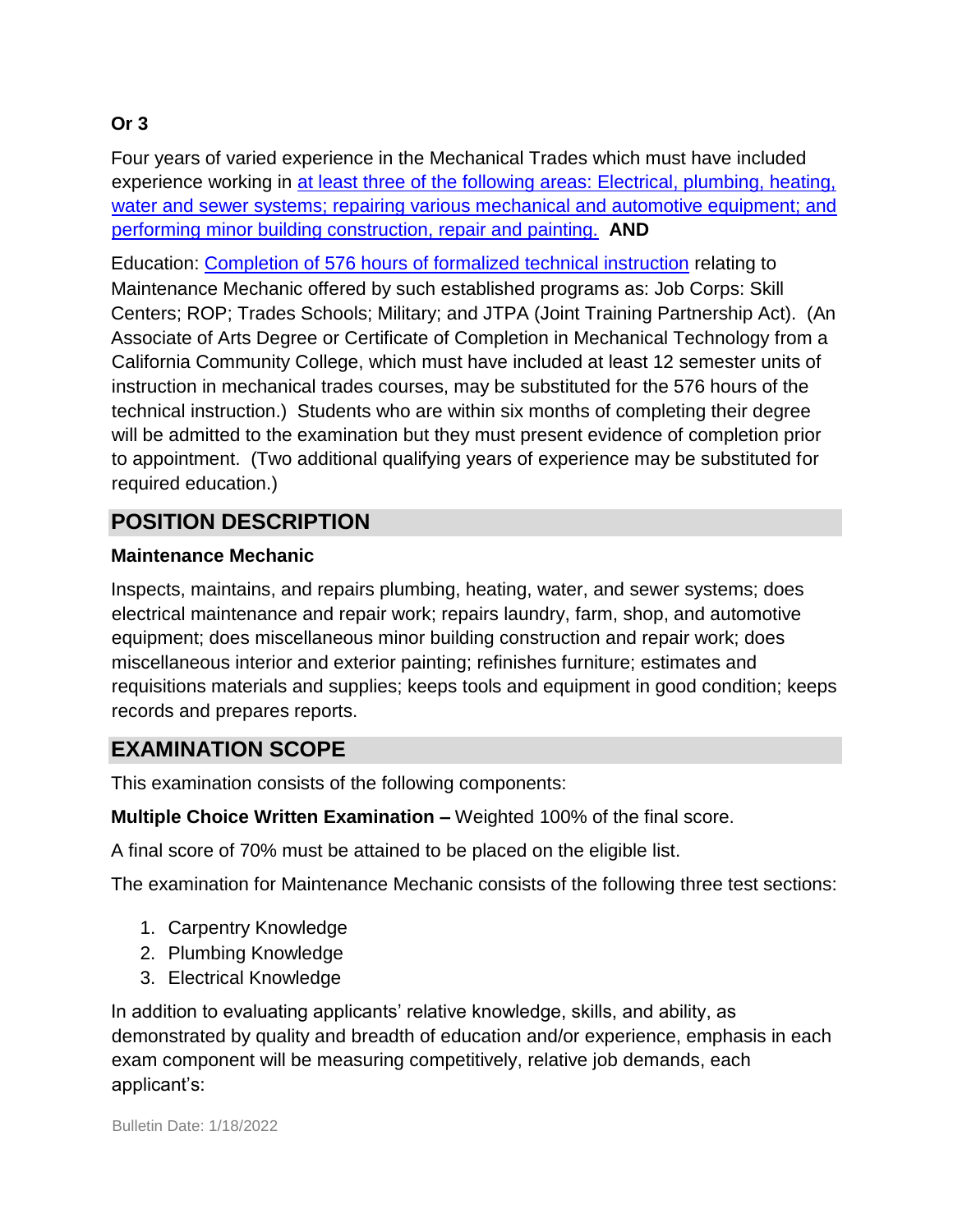**Or 3**

Four years of varied experience in the Mechanical Trades which must have included experience working in at least three of the following areas: Electrical, plumbing, heating, water and sewer systems; repairing various mechanical and automotive equipment; and performing minor building construction, repair and painting. **AND**

Education: Completion of 576 hours of formalized technical instruction relating to Maintenance Mechanic offered by such established programs as: Job Corps: Skill Centers; ROP; Trades Schools; Military; and JTPA (Joint Training Partnership Act). (An Associate of Arts Degree or Certificate of Completion in Mechanical Technology from a California Community College, which must have included at least 12 semester units of instruction in mechanical trades courses, may be substituted for the 576 hours of the technical instruction.) Students who are within six months of completing their degree will be admitted to the examination but they must present evidence of completion prior to appointment. (Two additional qualifying years of experience may be substituted for required education.)

## POSITION DESCRIPTION

**Maintenance Mechanic**

Inspects, maintains, and repairs plumbing, heating, water, and sewer systems; does electrical maintenance and repair work; repairs laundry, farm, shop, and automotive equipment; does miscellaneous minor building construction and repair work; does miscellaneous interior and exterior painting; refinishes furniture; estimates and requisitions materials and supplies; keeps tools and equipment in good condition; keeps records and prepares reports.

## EXAMINATION SCOPE

This examination consists of the following components:

**Multiple Choice Written Examination –** Weighted 100% of the final score.

A final score of 70% must be attained to be placed on the eligible list.

The examination for Maintenance Mechanic consists of the following three test sections:

1. Carpentry Knowledge
2. Plumbing Knowledge
3. Electrical Knowledge

In addition to evaluating applicants' relative knowledge, skills, and ability, as demonstrated by quality and breadth of education and/or experience, emphasis in each exam component will be measuring competitively, relative job demands, each applicant's: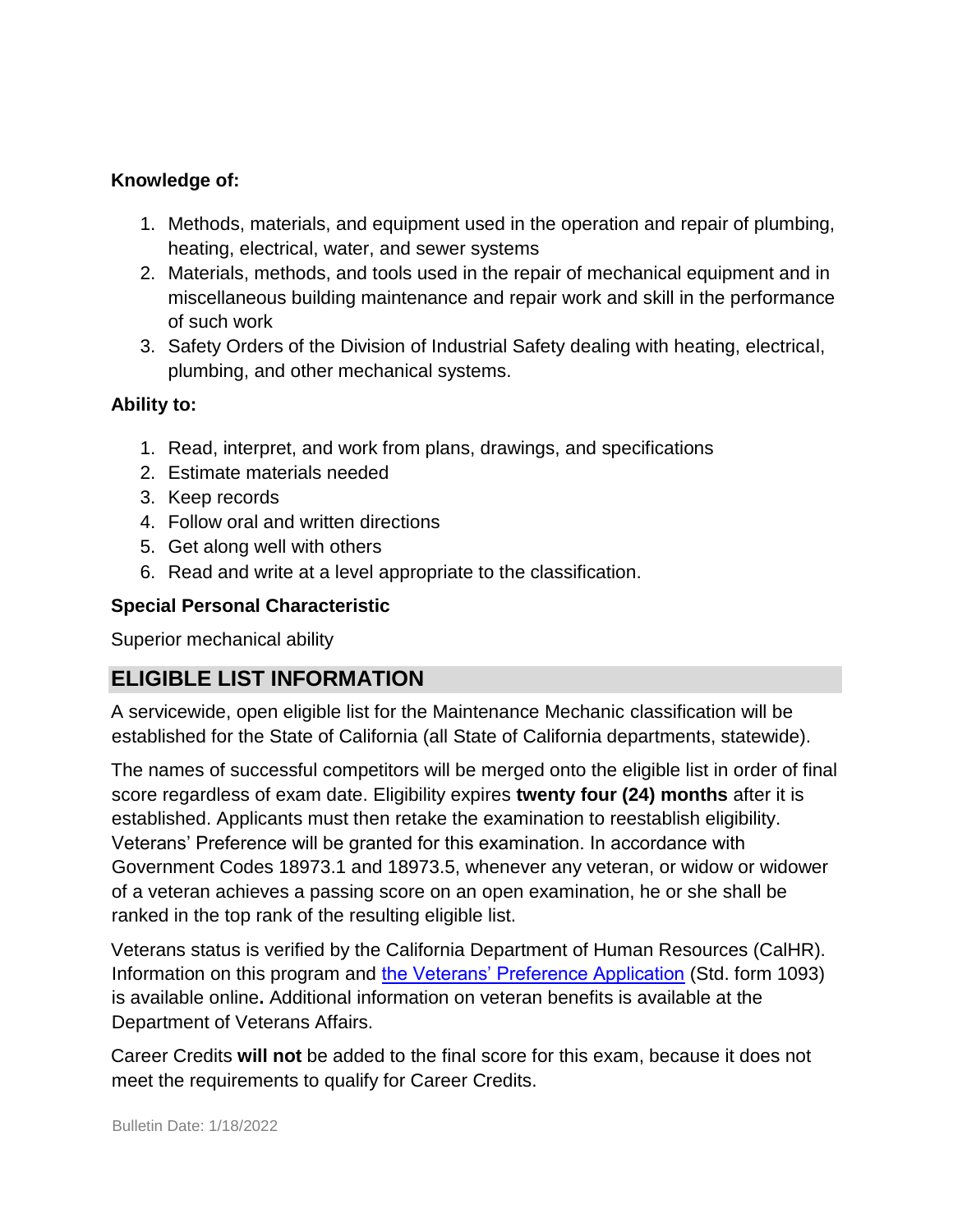**Knowledge of:**

1. Methods, materials, and equipment used in the operation and repair of plumbing, heating, electrical, water, and sewer systems
2. Materials, methods, and tools used in the repair of mechanical equipment and in miscellaneous building maintenance and repair work and skill in the performance of such work
3. Safety Orders of the Division of Industrial Safety dealing with heating, electrical, plumbing, and other mechanical systems.

**Ability to:**

1. Read, interpret, and work from plans, drawings, and specifications
2. Estimate materials needed
3. Keep records
4. Follow oral and written directions
5. Get along well with others
6. Read and write at a level appropriate to the classification.

**Special Personal Characteristic**

Superior mechanical ability

## ELIGIBLE LIST INFORMATION

A servicewide, open eligible list for the Maintenance Mechanic classification will be established for the State of California (all State of California departments, statewide).

The names of successful competitors will be merged onto the eligible list in order of final score regardless of exam date. Eligibility expires **twenty four (24) months** after it is established. Applicants must then retake the examination to reestablish eligibility. Veterans' Preference will be granted for this examination. In accordance with Government Codes 18973.1 and 18973.5, whenever any veteran, or widow or widower of a veteran achieves a passing score on an open examination, he or she shall be ranked in the top rank of the resulting eligible list.

Veterans status is verified by the California Department of Human Resources (CalHR). Information on this program and the Veterans' Preference Application (Std. form 1093) is available online**.** Additional information on veteran benefits is available at the Department of Veterans Affairs.

Career Credits **will not** be added to the final score for this exam, because it does not meet the requirements to qualify for Career Credits.

Bulletin Date: 1/18/2022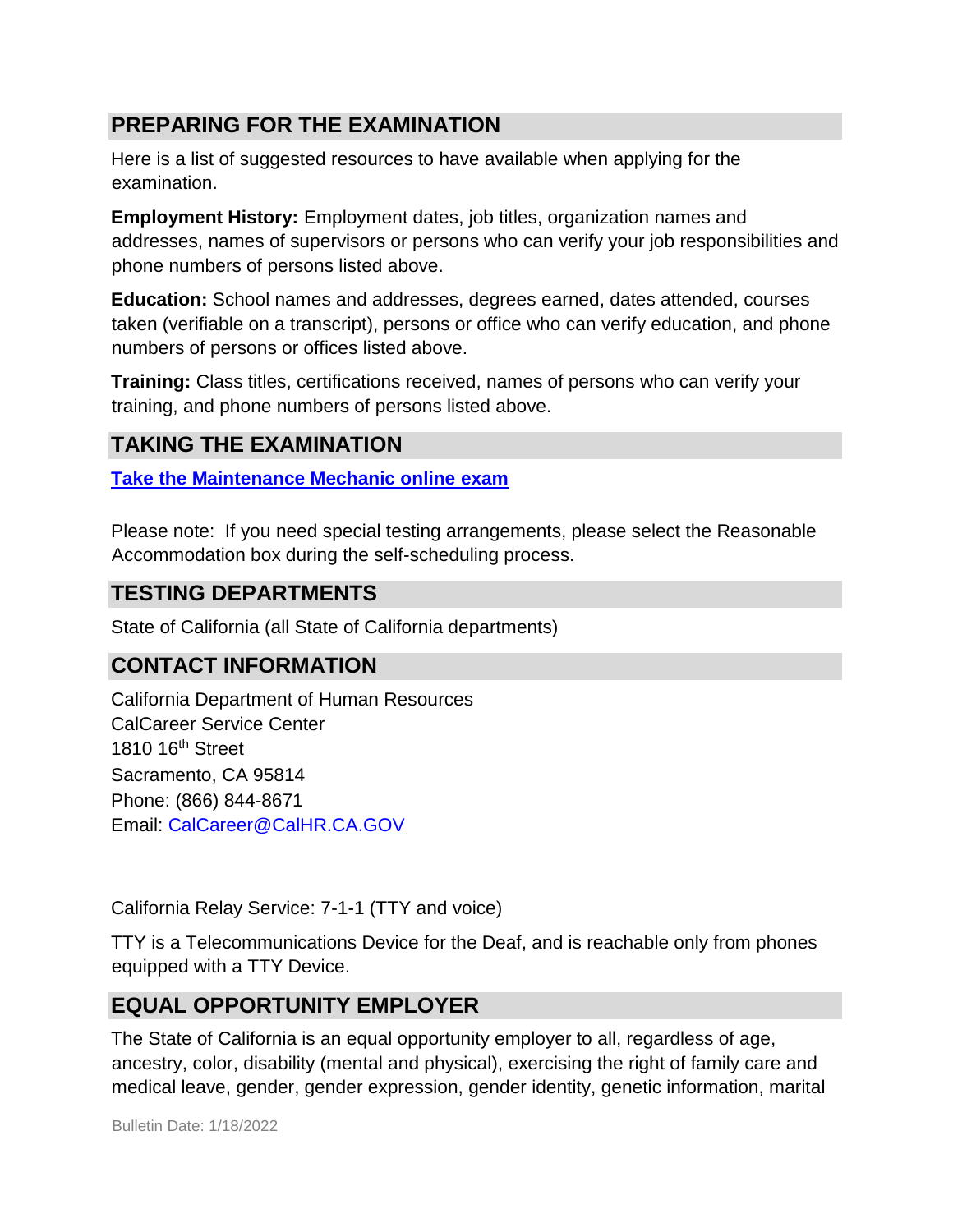## PREPARING FOR THE EXAMINATION

Here is a list of suggested resources to have available when applying for the examination.

**Employment History:** Employment dates, job titles, organization names and addresses, names of supervisors or persons who can verify your job responsibilities and phone numbers of persons listed above.

**Education:** School names and addresses, degrees earned, dates attended, courses taken (verifiable on a transcript), persons or office who can verify education, and phone numbers of persons or offices listed above.

**Training:** Class titles, certifications received, names of persons who can verify your training, and phone numbers of persons listed above.

## TAKING THE EXAMINATION

**Take the Maintenance Mechanic online exam**

Please note: If you need special testing arrangements, please select the Reasonable Accommodation box during the self-scheduling process.

## TESTING DEPARTMENTS

State of California (all State of California departments)

## CONTACT INFORMATION

California Department of Human Resources
CalCareer Service Center
1810 16th Street
Sacramento, CA 95814
Phone: (866) 844-8671
Email: CalCareer@CalHR.CA.GOV

California Relay Service: 7-1-1 (TTY and voice)

TTY is a Telecommunications Device for the Deaf, and is reachable only from phones equipped with a TTY Device.

## EQUAL OPPORTUNITY EMPLOYER

The State of California is an equal opportunity employer to all, regardless of age, ancestry, color, disability (mental and physical), exercising the right of family care and medical leave, gender, gender expression, gender identity, genetic information, marital

Bulletin Date: 1/18/2022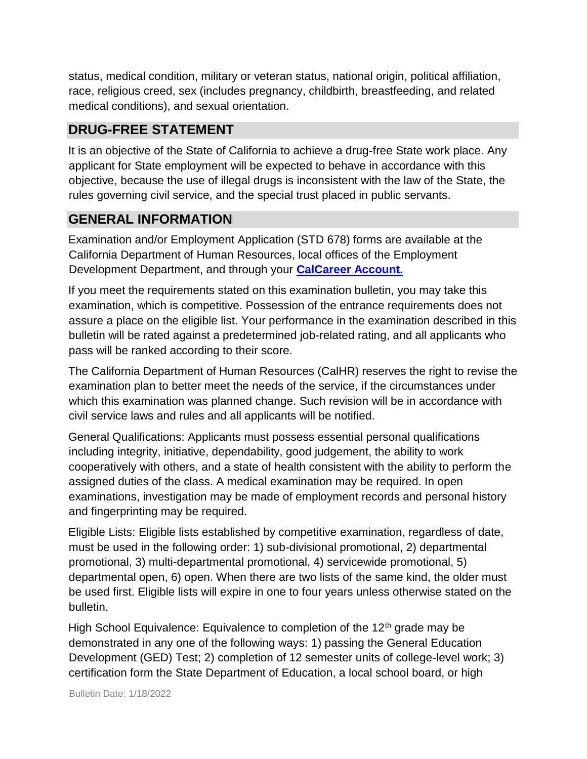status, medical condition, military or veteran status, national origin, political affiliation, race, religious creed, sex (includes pregnancy, childbirth, breastfeeding, and related medical conditions), and sexual orientation.

## DRUG-FREE STATEMENT

It is an objective of the State of California to achieve a drug-free State work place. Any applicant for State employment will be expected to behave in accordance with this objective, because the use of illegal drugs is inconsistent with the law of the State, the rules governing civil service, and the special trust placed in public servants.

## GENERAL INFORMATION

Examination and/or Employment Application (STD 678) forms are available at the California Department of Human Resources, local offices of the Employment Development Department, and through your **CalCareer Account.**

If you meet the requirements stated on this examination bulletin, you may take this examination, which is competitive. Possession of the entrance requirements does not assure a place on the eligible list. Your performance in the examination described in this bulletin will be rated against a predetermined job-related rating, and all applicants who pass will be ranked according to their score.

The California Department of Human Resources (CalHR) reserves the right to revise the examination plan to better meet the needs of the service, if the circumstances under which this examination was planned change. Such revision will be in accordance with civil service laws and rules and all applicants will be notified.

General Qualifications: Applicants must possess essential personal qualifications including integrity, initiative, dependability, good judgement, the ability to work cooperatively with others, and a state of health consistent with the ability to perform the assigned duties of the class. A medical examination may be required. In open examinations, investigation may be made of employment records and personal history and fingerprinting may be required.

Eligible Lists: Eligible lists established by competitive examination, regardless of date, must be used in the following order: 1) sub-divisional promotional, 2) departmental promotional, 3) multi-departmental promotional, 4) servicewide promotional, 5) departmental open, 6) open. When there are two lists of the same kind, the older must be used first. Eligible lists will expire in one to four years unless otherwise stated on the bulletin.

High School Equivalence: Equivalence to completion of the 12th grade may be demonstrated in any one of the following ways: 1) passing the General Education Development (GED) Test; 2) completion of 12 semester units of college-level work; 3) certification form the State Department of Education, a local school board, or high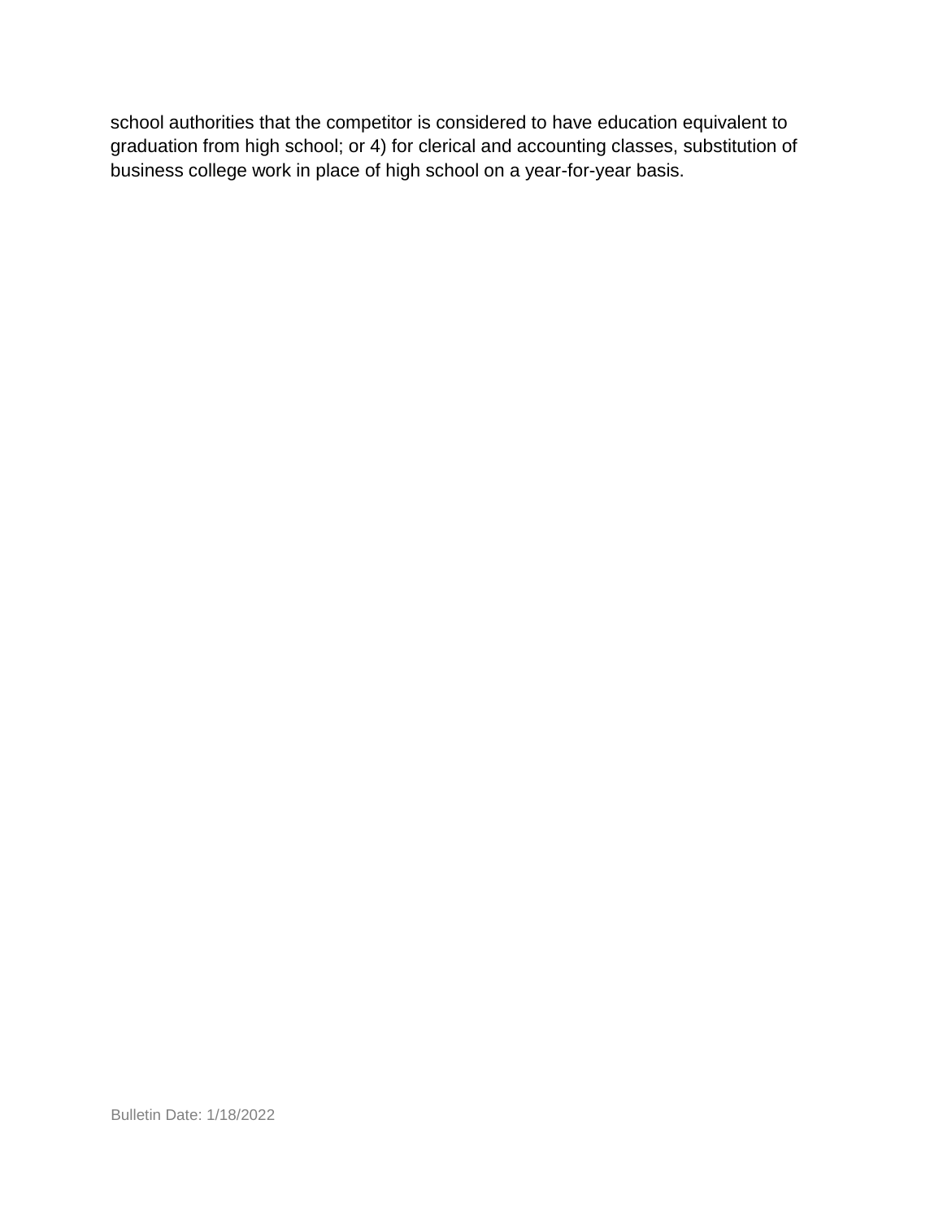school authorities that the competitor is considered to have education equivalent to graduation from high school; or 4) for clerical and accounting classes, substitution of business college work in place of high school on a year-for-year basis.

Bulletin Date: 1/18/2022